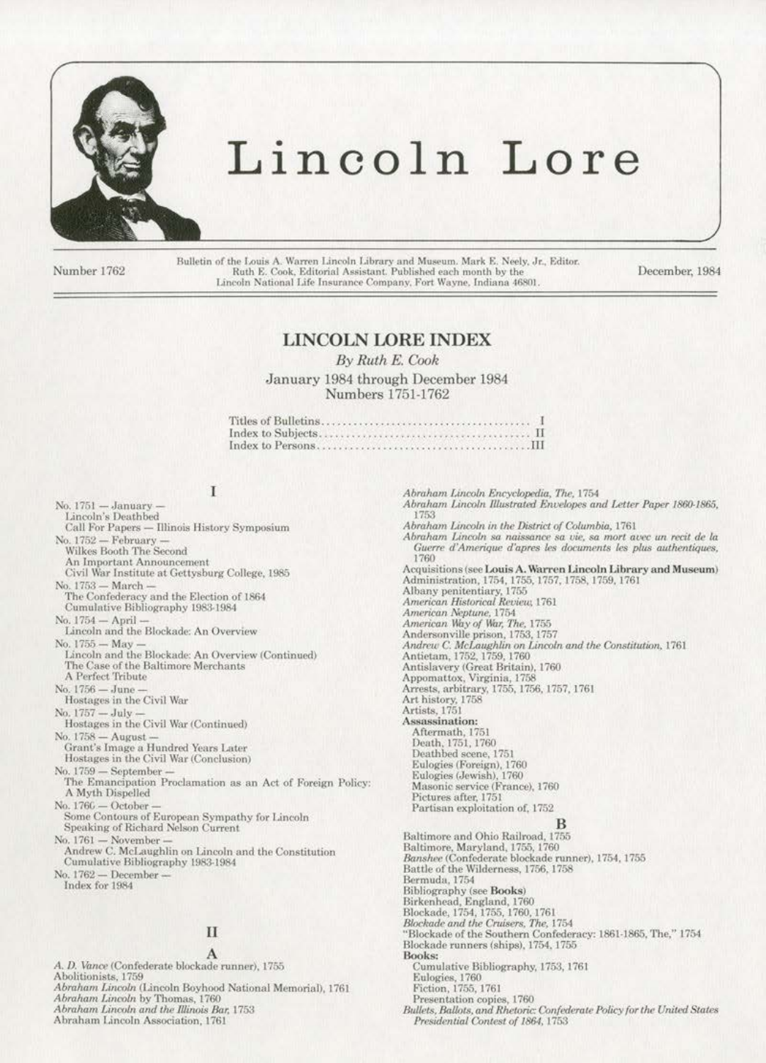# Lincoln Lore

Number 1762

Bulletin of the Louis A. Warren Lincoln Library and Museum. Mark E. Neely, Jr., Editor. Ruth E. Cook, Editorial Assistant. Published each month by the Lincoln National Life Insurance Company, Fort Wayne, Indiana 46801.

December, 1984

## LINCOLN LORE INDEX

*By Ruth E. Cook*

January 1984 through December 1984
Numbers 1751-1762

Titles of Bulletins.......................................... I
Index to Subjects.......................................... II
Index to Persons..........................................III

### I

No. 1751 — January —
Lincoln's Deathbed
Call For Papers — Illinois History Symposium

No. 1752 — February —
Wilkes Booth The Second
An Important Announcement
Civil War Institute at Gettysburg College, 1985

No. 1753 — March —
The Confederacy and the Election of 1864
Cumulative Bibliography 1983-1984

No. 1754 — April —
Lincoln and the Blockade: An Overview

No. 1755 — May —
Lincoln and the Blockade: An Overview (Continued)
The Case of the Baltimore Merchants
A Perfect Tribute

No. 1756 — June —
Hostages in the Civil War

No. 1757 — July —
Hostages in the Civil War (Continued)

No. 1758 — August —
Grant's Image a Hundred Years Later
Hostages in the Civil War (Conclusion)

No. 1759 — September —
The Emancipation Proclamation as an Act of Foreign Policy: A Myth Dispelled

No. 1760 — October —
Some Contours of European Sympathy for Lincoln
Speaking of Richard Nelson Current

No. 1761 — November —
Andrew C. McLaughlin on Lincoln and the Constitution
Cumulative Bibliography 1983-1984

No. 1762 — December —
Index for 1984

### II

**A**

*A. D. Vance* (Confederate blockade runner), 1755
Abolitionists, 1759
*Abraham Lincoln* (Lincoln Boyhood National Memorial), 1761
*Abraham Lincoln* by Thomas, 1760
*Abraham Lincoln and the Illinois Bar*, 1753
Abraham Lincoln Association, 1761
*Abraham Lincoln Encyclopedia, The*, 1754
*Abraham Lincoln Illustrated Envelopes and Letter Paper 1860-1865*, 1753
*Abraham Lincoln in the District of Columbia*, 1761
*Abraham Lincoln sa naissance sa vie, sa mort avec un recit de la Guerre d'Amerique d'apres les documents les plus authentiques*, 1760
Acquisitions (see **Louis A. Warren Lincoln Library and Museum**)
Administration, 1754, 1755, 1757, 1758, 1759, 1761
Albany penitentiary, 1755
*American Historical Review*, 1761
*American Neptune*, 1754
*American Way of War, The*, 1755
Andersonville prison, 1753, 1757
*Andrew C. McLaughlin on Lincoln and the Constitution*, 1761
Antietam, 1752, 1759, 1760
Antislavery (Great Britain), 1760
Appomattox, Virginia, 1758
Arrests, arbitrary, 1755, 1756, 1757, 1761
Art history, 1758
Artists, 1751
**Assassination:**
Aftermath, 1751
Death, 1751, 1760
Deathbed scene, 1751
Eulogies (Foreign), 1760
Eulogies (Jewish), 1760
Masonic service (France), 1760
Pictures after, 1751
Partisan exploitation of, 1752

**B**

Baltimore and Ohio Railroad, 1755
Baltimore, Maryland, 1755, 1760
*Banshee* (Confederate blockade runner), 1754, 1755
Battle of the Wilderness, 1756, 1758
Bermuda, 1754
Bibliography (see **Books**)
Birkenhead, England, 1760
Blockade, 1754, 1755, 1760, 1761
*Blockade and the Cruisers, The*, 1754
"Blockade of the Southern Confederacy: 1861-1865, The," 1754
Blockade runners (ships), 1754, 1755
**Books:**
Cumulative Bibliography, 1753, 1761
Eulogies, 1760
Fiction, 1755, 1761
Presentation copies, 1760
*Bullets, Ballots, and Rhetoric: Confederate Policy for the United States Presidential Contest of 1864*, 1753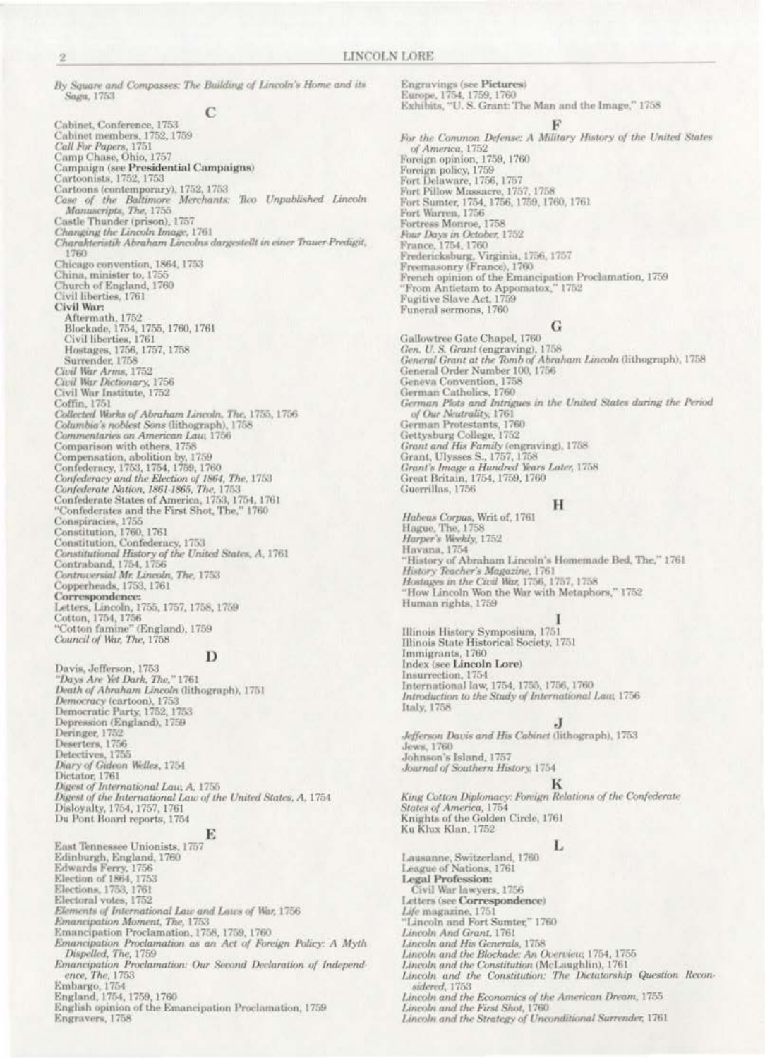*By Square and Compasses: The Building of Lincoln's Home and its Saga*, 1753

## C

Cabinet, Conference, 1753
Cabinet members, 1752, 1759
*Call For Papers*, 1751
Camp Chase, Ohio, 1757
Campaign (see **Presidential Campaigns**)
Cartoonists, 1752, 1753
Cartoons (contemporary), 1752, 1753
*Case of the Baltimore Merchants: Two Unpublished Lincoln Manuscripts, The*, 1755
Castle Thunder (prison), 1757
*Changing the Lincoln Image*, 1761
*Charakteristik Abraham Lincolns dargestellt in einer Trauer-Predigit*, 1760
Chicago convention, 1864, 1753
China, minister to, 1755
Church of England, 1760
Civil liberties, 1761
**Civil War:**
Aftermath, 1752
Blockade, 1754, 1755, 1760, 1761
Civil liberties, 1761
Hostages, 1756, 1757, 1758
Surrender, 1758
*Civil War Arms*, 1752
*Civil War Dictionary*, 1756
Civil War Institute, 1752
Coffin, 1751
*Collected Works of Abraham Lincoln, The*, 1755, 1756
*Columbia's noblest Sons* (lithograph), 1758
*Commentaries on American Law*, 1756
Comparison with others, 1758
Compensation, abolition by, 1759
Confederacy, 1753, 1754, 1759, 1760
*Confederacy and the Election of 1864, The*, 1753
*Confederate Nation, 1861-1865, The*, 1753
Confederate States of America, 1753, 1754, 1761
"Confederates and the First Shot, The," 1760
Conspiracies, 1755
Constitution, 1760, 1761
Constitution, Confederacy, 1753
*Constitutional History of the United States, A*, 1761
Contraband, 1754, 1756
*Controversial Mr. Lincoln, The*, 1753
Copperheads, 1753, 1761
**Correspondence:**
Letters, Lincoln, 1755, 1757, 1758, 1759
Cotton, 1754, 1756
"Cotton famine" (England), 1759
*Council of War, The*, 1758

## D

Davis, Jefferson, 1753
*"Days Are Yet Dark, The,"* 1761
*Death of Abraham Lincoln* (lithograph), 1751
*Democracy* (cartoon), 1753
Democratic Party, 1752, 1753
Depression (England), 1759
Deringer, 1752
Deserters, 1756
Detectives, 1755
*Diary of Gideon Welles*, 1754
Dictator, 1761
*Digest of International Law, A*, 1755
*Digest of the International Law of the United States, A*, 1754
Disloyalty, 1754, 1757, 1761
Du Pont Board reports, 1754

## E

East Tennessee Unionists, 1757
Edinburgh, England, 1760
Edwards Ferry, 1756
Election of 1864, 1753
Elections, 1753, 1761
Electoral votes, 1752
*Elements of International Law and Laws of War*, 1756
*Emancipation Moment, The*, 1753
Emancipation Proclamation, 1758, 1759, 1760
*Emancipation Proclamation as an Act of Foreign Policy: A Myth Dispelled, The*, 1759
*Emancipation Proclamation: Our Second Declaration of Independence, The*, 1753
Embargo, 1754
England, 1754, 1759, 1760
English opinion of the Emancipation Proclamation, 1759
Engravers, 1758
Engravings (see **Pictures**)
Europe, 1754, 1759, 1760
Exhibits, "U. S. Grant: The Man and the Image," 1758

## F

*For the Common Defense: A Military History of the United States of America*, 1752
Foreign opinion, 1759, 1760
Foreign policy, 1759
Fort Delaware, 1756, 1757
Fort Pillow Massacre, 1757, 1758
Fort Sumter, 1754, 1756, 1759, 1760, 1761
Fort Warren, 1756
Fortress Monroe, 1758
*Four Days in October*, 1752
France, 1754, 1760
Fredericksburg, Virginia, 1756, 1757
Freemasonry (France), 1760
French opinion of the Emancipation Proclamation, 1759
"From Antietam to Appomatox," 1752
Fugitive Slave Act, 1759
Funeral sermons, 1760

## G

Gallowtree Gate Chapel, 1760
*Gen. U. S. Grant* (engraving), 1758
*General Grant at the Tomb of Abraham Lincoln* (lithograph), 1758
General Order Number 100, 1756
Geneva Convention, 1758
German Catholics, 1760
*German Plots and Intrigues in the United States during the Period of Our Neutrality*, 1761
German Protestants, 1760
Gettysburg College, 1752
*Grant and His Family* (engraving), 1758
Grant, Ulysses S., 1757, 1758
*Grant's Image a Hundred Years Later*, 1758
Great Britain, 1754, 1759, 1760
Guerrillas, 1756

## H

*Habeas Corpus*, Writ of, 1761
Hague, The, 1758
*Harper's Weekly*, 1752
Havana, 1754
"History of Abraham Lincoln's Homemade Bed, The," 1761
*History Teacher's Magazine*, 1761
*Hostages in the Civil War*, 1756, 1757, 1758
"How Lincoln Won the War with Metaphors," 1752
Human rights, 1759

## I

Illinois History Symposium, 1751
Illinois State Historical Society, 1751
Immigrants, 1760
Index (see **Lincoln Lore**)
Insurrection, 1754
International law, 1754, 1755, 1756, 1760
*Introduction to the Study of International Law*, 1756
Italy, 1758

## J

*Jefferson Davis and His Cabinet* (lithograph), 1753
Jews, 1760
Johnson's Island, 1757
*Journal of Southern History*, 1754

## K

*King Cotton Diplomacy: Foreign Relations of the Confederate States of America*, 1754
Knights of the Golden Circle, 1761
Ku Klux Klan, 1752

## L

Lausanne, Switzerland, 1760
League of Nations, 1761
**Legal Profession:**
Civil War lawyers, 1756
Letters (see **Correspondence**)
*Life* magazine, 1751
"Lincoln and Fort Sumter," 1760
*Lincoln And Grant*, 1761
*Lincoln and His Generals*, 1758
*Lincoln and the Blockade: An Overview*, 1754, 1755
*Lincoln and the Constitution* (McLaughlin), 1761
*Lincoln and the Constitution: The Dictatorship Question Reconsidered*, 1753
*Lincoln and the Economics of the American Dream*, 1755
*Lincoln and the First Shot*, 1760
*Lincoln and the Strategy of Unconditional Surrender*, 1761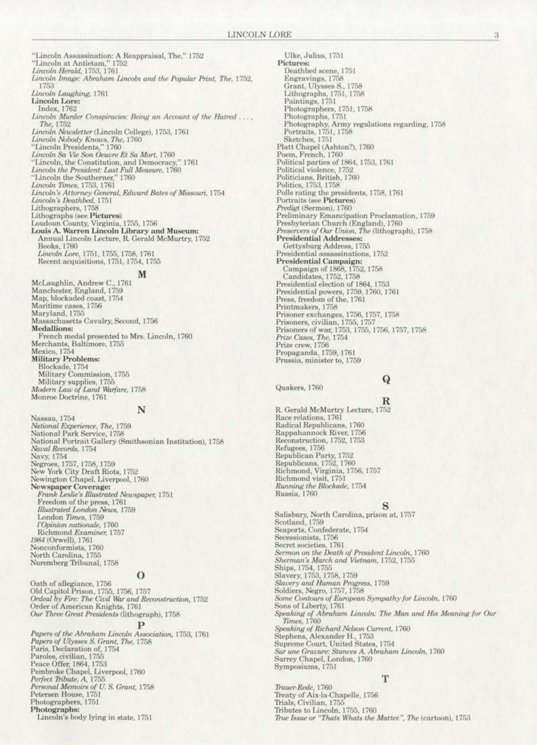"Lincoln Assassination: A Reappraisal, The," 1752
"Lincoln at Antietam," 1752
*Lincoln Herald*, 1753, 1761
*Lincoln Image: Abraham Lincoln and the Popular Print, The*, 1752, 1753
*Lincoln Laughing*, 1761
**Lincoln Lore:**
Index, 1762
*Lincoln Murder Conspiracies: Being an Account of the Hatred . . . , The*, 1752
*Lincoln Newsletter* (Lincoln College), 1753, 1761
*Lincoln Nobody Knows, The*, 1760
"Lincoln Presidents," 1760
*Lincoln Sa Vie Son Oeuvre Et Sa Mort*, 1760
"Lincoln, the Constitution, and Democracy," 1761
*Lincoln the President: Last Full Measure*, 1760
"Lincoln the Southerner," 1760
*Lincoln Times*, 1753, 1761
*Lincoln's Attorney General, Edward Bates of Missouri*, 1754
*Lincoln's Deathbed*, 1751
Lithographers, 1758
Lithographs (see **Pictures**)
Loudoun County, Virginia, 1755, 1756
**Louis A. Warren Lincoln Library and Museum:**
Annual Lincoln Lecture, R. Gerald McMurtry, 1752
Books, 1760
*Lincoln Lore*, 1751, 1755, 1758, 1761
Recent acquisitions, 1751, 1754, 1755

## M

McLaughlin, Andrew C., 1761
Manchester, England, 1759
Map, blockaded coast, 1754
Maritime cases, 1756
Maryland, 1755
Massachusetts Cavalry, Second, 1756
**Medallions:**
French medal presented to Mrs. Lincoln, 1760
Merchants, Baltimore, 1755
Mexico, 1754
**Military Problems:**
Blockade, 1754
Military Commission, 1755
Military supplies, 1755
*Modern Law of Land Warfare*, 1758
Monroe Doctrine, 1761

## N

Nassau, 1754
*National Experience, The*, 1759
National Park Service, 1758
National Portrait Gallery (Smithsonian Institution), 1758
*Naval Records*, 1754
Navy, 1754
Negroes, 1757, 1758, 1759
New York City Draft Riots, 1752
Newington Chapel, Liverpool, 1760
**Newspaper Coverage:**
*Frank Leslie's Illustrated Newspaper*, 1751
Freedom of the press, 1761
*Illustrated London News*, 1759
London *Times*, 1759
*l'Opinion nationale*, 1760
Richmond *Examiner*, 1757
*1984* (Orwell), 1761
Nonconformists, 1760
North Carolina, 1755
Nuremberg Tribunal, 1758

## O

Oath of allegiance, 1756
Old Capitol Prison, 1755, 1756, 1757
*Ordeal by Fire: The Civil War and Reconstruction*, 1752
Order of American Knights, 1761
*Our Three Great Presidents* (lithograph), 1758

## P

*Papers of the Abraham Lincoln Association*, 1753, 1761
*Papers of Ulysses S. Grant, The*, 1758
Paris, Declaration of, 1754
Paroles, civilian, 1755
Peace Offer, 1864, 1753
Pembroke Chapel, Liverpool, 1760
*Perfect Tribute, A*, 1755
*Personal Memoirs of U. S. Grant*, 1758
Petersen House, 1751
Photographers, 1751
**Photographs:**
Lincoln's body lying in state, 1751
Ulke, Julius, 1751
**Pictures:**
Deathbed scene, 1751
Engravings, 1758
Grant, Ulysses S., 1758
Lithographs, 1751, 1758
Paintings, 1751
Photographers, 1751, 1758
Photographs, 1751
Photography, Army regulations regarding, 1758
Portraits, 1751, 1758
Sketches, 1751
Platt Chapel (Ashton?), 1760
Poem, French, 1760
Political parties of 1864, 1753, 1761
Political violence, 1752
Politicians, British, 1760
Politics, 1753, 1758
Polls rating the presidents, 1758, 1761
Portraits (see **Pictures**)
*Predigt* (Sermon), 1760
Preliminary Emancipation Proclamation, 1759
Presbyterian Church (England), 1760
*Preservers of Our Union, The* (lithograph), 1758
**Presidential Addresses:**
Gettysburg Address, 1755
Presidential assassinations, 1752
**Presidential Campaign:**
Campaign of 1868, 1752, 1758
Candidates, 1752, 1758
Presidential election of 1864, 1753
Presidential powers, 1759, 1760, 1761
Press, freedom of the, 1761
Printmakers, 1758
Prisoner exchanges, 1756, 1757, 1758
Prisoners, civilian, 1755, 1757
Prisoners of war, 1753, 1755, 1756, 1757, 1758
*Prize Cases, The*, 1754
Prize crew, 1756
Propaganda, 1759, 1761
Prussia, minister to, 1759

## Q

Quakers, 1760

## R

R. Gerald McMurtry Lecture, 1752
Race relations, 1761
Radical Republicans, 1760
Rappahannock River, 1756
Reconstruction, 1752, 1753
Refugees, 1756
Republican Party, 1752
Republicans, 1752, 1760
Richmond, Virginia, 1756, 1757
Richmond visit, 1751
*Running the Blockade*, 1754
Russia, 1760

## S

Salisbury, North Carolina, prison at, 1757
Scotland, 1759
Seaports, Confederate, 1754
Secessionists, 1756
Secret societies, 1761
*Sermon on the Death of President Lincoln*, 1760
*Sherman's March and Vietnam*, 1752, 1755
Ships, 1754, 1755
Slavery, 1753, 1758, 1759
*Slavery and Human Progress*, 1759
Soldiers, Negro, 1757, 1758
*Some Contours of European Sympathy for Lincoln*, 1760
Sons of Liberty, 1761
*Speaking of Abraham Lincoln: The Man and His Meaning for Our Times*, 1760
*Speaking of Richard Nelson Current*, 1760
Stephens, Alexander H., 1753
Supreme Court, United States, 1754
*Sur une Gravure: Stances A. Abraham Lincoln*, 1760
Surrey Chapel, London, 1760
Symposiums, 1751

## T

*Trauer-Rede*, 1760
Treaty of Aix-la-Chapelle, 1756
Trials, Civilian, 1755
Tributes to Lincoln, 1755, 1760
*True Issue or "Thats Whats the Matter.", The* (cartoon), 1753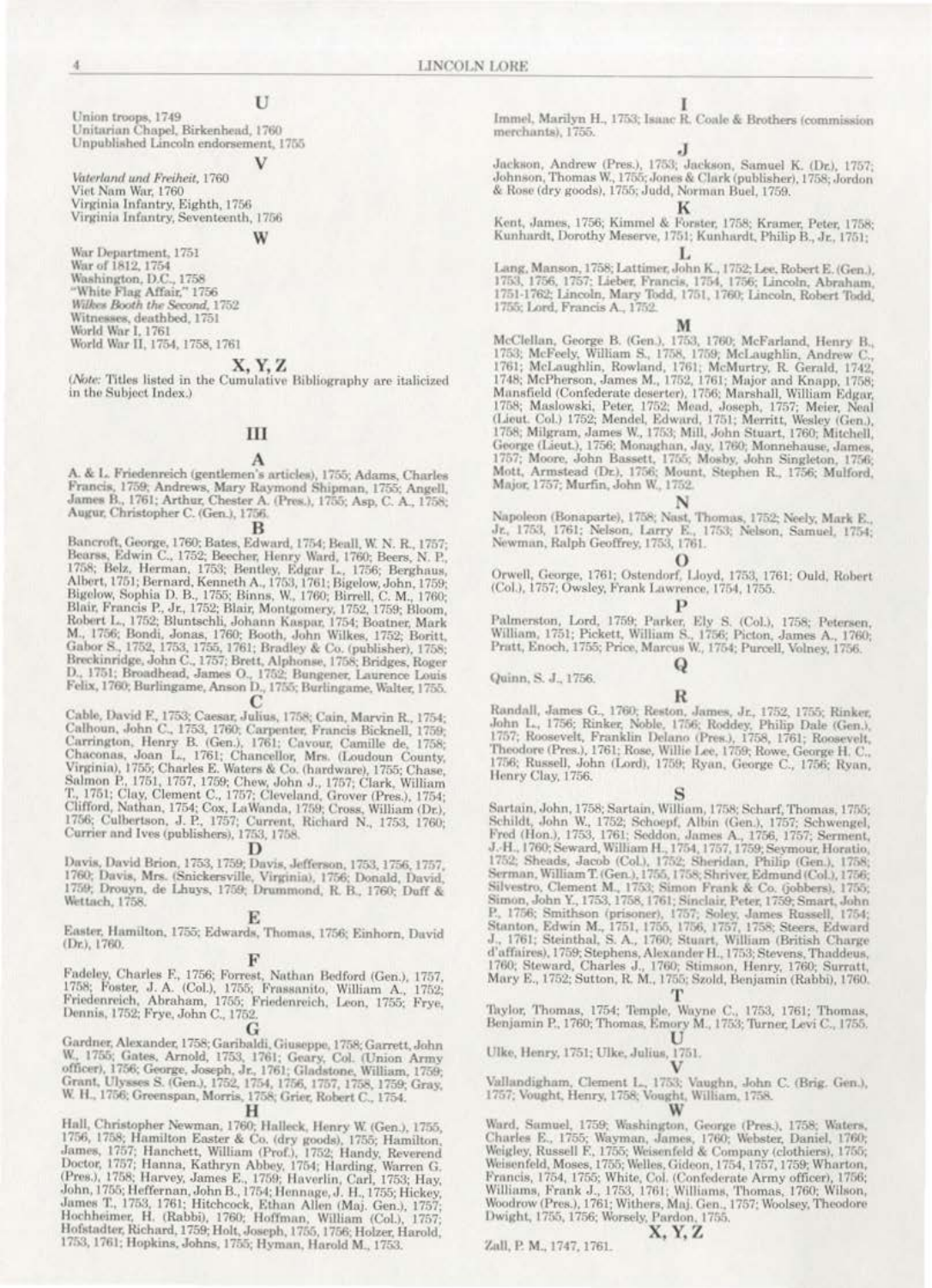## U

Union troops, 1749
Unitarian Chapel, Birkenhead, 1760
Unpublished Lincoln endorsement, 1755

## V

*Vaterland und Freiheit*, 1760
Viet Nam War, 1760
Virginia Infantry, Eighth, 1756
Virginia Infantry, Seventeenth, 1756

## W

War Department, 1751
War of 1812, 1754
Washington, D.C., 1758
"White Flag Affair," 1756
*Wilkes Booth the Second*, 1752
Witnesses, deathbed, 1751
World War I, 1761
World War II, 1754, 1758, 1761

## X, Y, Z

(*Note*: Titles listed in the Cumulative Bibliography are italicized in the Subject Index.)

# III

## A

A. & L. Friedenreich (gentlemen's articles), 1755; Adams, Charles Francis, 1759; Andrews, Mary Raymond Shipman, 1755; Angell, James B., 1761; Arthur, Chester A. (Pres.), 1755; Asp, C. A., 1758; Augur, Christopher C. (Gen.), 1756.

## B

Bancroft, George, 1760; Bates, Edward, 1754; Beall, W. N. R., 1757; Bearss, Edwin C., 1752; Beecher, Henry Ward, 1760; Beers, N. P., 1758; Belz, Herman, 1753; Bentley, Edgar L., 1756; Berghaus, Albert, 1751; Bernard, Kenneth A., 1753, 1761; Bigelow, John, 1759; Bigelow, Sophia D. B., 1755; Binns, W., 1760; Birrell, C. M., 1760; Blair, Francis P., Jr., 1752; Blair, Montgomery, 1752, 1759; Bloom, Robert L., 1752; Bluntschli, Johann Kaspar, 1754; Boatner, Mark M., 1756; Bondi, Jonas, 1760; Booth, John Wilkes, 1752; Boritt, Gabor S., 1752, 1753, 1755, 1761; Bradley & Co. (publisher), 1758; Breckinridge, John C., 1757; Brett, Alphonse, 1758; Bridges, Roger D., 1751; Broadhead, James O., 1752; Bungener, Laurence Louis Felix, 1760; Burlingame, Anson D., 1755; Burlingame, Walter, 1755.

## C

Cable, David F., 1753; Caesar, Julius, 1758; Cain, Marvin R., 1754; Calhoun, John C., 1753, 1760; Carpenter, Francis Bicknell, 1759; Carrington, Henry B. (Gen.), 1761; Cavour, Camille de, 1758; Chaconas, Joan L., 1761; Chancellor, Mrs. (Loudoun County, Virginia), 1755; Charles E. Waters & Co. (hardware), 1755; Chase, Salmon P., 1751, 1757, 1759; Chew, John J., 1757; Clark, William T., 1751; Clay, Clement C., 1757; Cleveland, Grover (Pres.), 1754; Clifford, Nathan, 1754; Cox, LaWanda, 1759; Cross, William (Dr.), 1756; Culbertson, J. P., 1757; Current, Richard N., 1753, 1760; Currier and Ives (publishers), 1753, 1758.

## D

Davis, David Brion, 1753, 1759; Davis, Jefferson, 1753, 1756, 1757, 1760; Davis, Mrs. (Snickersville, Virginia), 1756; Donald, David, 1759; Drouyn, de Lhuys, 1759; Drummond, R. B., 1760; Duff & Wettach, 1758.

## E

Easter, Hamilton, 1755; Edwards, Thomas, 1756; Einhorn, David (Dr.), 1760.

## F

Fadeley, Charles F., 1756; Forrest, Nathan Bedford (Gen.), 1757, 1758; Foster, J. A. (Col.), 1755; Frassanito, William A., 1752; Friedenreich, Abraham, 1755; Friedenreich, Leon, 1755; Frye, Dennis, 1752; Frye, John C., 1752.

## G

Gardner, Alexander, 1758; Garibaldi, Giuseppe, 1758; Garrett, John W., 1755; Gates, Arnold, 1753, 1761; Geary, Col. (Union Army officer), 1756; George, Joseph, Jr., 1761; Gladstone, William, 1759; Grant, Ulysses S. (Gen.), 1752, 1754, 1756, 1757, 1758, 1759; Gray, W. H., 1756; Greenspan, Morris, 1758; Grier, Robert C., 1754.

## H

Hall, Christopher Newman, 1760; Halleck, Henry W. (Gen.), 1755, 1756, 1758; Hamilton Easter & Co. (dry goods), 1755; Hamilton, James, 1757; Hanchett, William (Prof.), 1752; Handy, Reverend Doctor, 1757; Hanna, Kathryn Abbey, 1754; Harding, Warren G. (Pres.), 1758; Harvey, James E., 1759; Haverlin, Carl, 1753; Hay, John, 1755; Heffernan, John B., 1754; Hennage, J. H., 1755; Hickey, James T., 1753, 1761; Hitchcock, Ethan Allen (Maj. Gen.), 1757; Hochheimer, H. (Rabbi), 1760; Hoffman, William (Col.), 1757; Hofstadter, Richard, 1759; Holt, Joseph, 1755, 1756; Holzer, Harold, 1753, 1761; Hopkins, Johns, 1755; Hyman, Harold M., 1753.

## I

Immel, Marilyn H., 1753; Isaac R. Coale & Brothers (commission merchants), 1755.

## J

Jackson, Andrew (Pres.), 1753; Jackson, Samuel K. (Dr.), 1757; Johnson, Thomas W., 1755; Jones & Clark (publisher), 1758; Jordon & Rose (dry goods), 1755; Judd, Norman Buel, 1759.

## K

Kent, James, 1756; Kimmel & Forster, 1758; Kramer, Peter, 1758; Kunhardt, Dorothy Meserve, 1751; Kunhardt, Philip B., Jr., 1751;

## L

Lang, Manson, 1758; Lattimer, John K., 1752; Lee, Robert E. (Gen.), 1753, 1756, 1757; Lieber, Francis, 1754, 1756; Lincoln, Abraham, 1751-1762; Lincoln, Mary Todd, 1751, 1760; Lincoln, Robert Todd, 1755; Lord, Francis A., 1752.

## M

McClellan, George B. (Gen.), 1753, 1760; McFarland, Henry B., 1753; McFeely, William S., 1758, 1759; McLaughlin, Andrew C., 1761; McLaughlin, Rowland, 1761; McMurtry, R. Gerald, 1742, 1748; McPherson, James M., 1752, 1761; Major and Knapp, 1758; Mansfield (Confederate deserter), 1756; Marshall, William Edgar, 1758; Maslowski, Peter, 1752; Mead, Joseph, 1757; Meier, Neal (Lieut. Col.) 1752; Mendel, Edward, 1751; Merritt, Wesley (Gen.), 1758; Milgram, James W., 1753; Mill, John Stuart, 1760; Mitchell, George (Lieut.), 1756; Monaghan, Jay, 1760; Monnehause, James, 1757; Moore, John Bassett, 1755; Mosby, John Singleton, 1756; Mott, Armstead (Dr.), 1756; Mount, Stephen R., 1756; Mulford, Major, 1757; Murfin, John W., 1752.

## N

Napoleon (Bonaparte), 1758; Nast, Thomas, 1752; Neely, Mark E., Jr., 1753, 1761; Nelson, Larry E., 1753; Nelson, Samuel, 1754; Newman, Ralph Geoffrey, 1753, 1761.

## O

Orwell, George, 1761; Ostendorf, Lloyd, 1753, 1761; Ould, Robert (Col.), 1757; Owsley, Frank Lawrence, 1754, 1755.

## P

Palmerston, Lord, 1759; Parker, Ely S. (Col.), 1758; Petersen, William, 1751; Pickett, William S., 1756; Picton, James A., 1760; Pratt, Enoch, 1755; Price, Marcus W., 1754; Purcell, Volney, 1756.

## Q

Quinn, S. J., 1756.

## R

Randall, James G., 1760; Reston, James, Jr., 1752, 1755; Rinker, John L., 1756; Rinker, Noble, 1756; Roddey, Philip Dale (Gen.), 1757; Roosevelt, Franklin Delano (Pres.), 1758, 1761; Roosevelt, Theodore (Pres.), 1761; Rose, Willie Lee, 1759; Rowe, George H. C., 1756; Russell, John (Lord), 1759; Ryan, George C., 1756; Ryan, Henry Clay, 1756.

## S

Sartain, John, 1758; Sartain, William, 1758; Scharf, Thomas, 1755; Schildt, John W., 1752; Schoepf, Albin (Gen.), 1757; Schwengel, Fred (Hon.), 1753, 1761; Seddon, James A., 1756, 1757; Serment, J.-H., 1760; Seward, William H., 1754, 1757, 1759; Seymour, Horatio, 1752; Sheads, Jacob (Col.), 1752; Sheridan, Philip (Gen.), 1758; Serman, William T. (Gen.), 1755, 1758; Shriver, Edmund (Col.), 1756; Silvestro, Clement M., 1753; Simon Frank & Co. (jobbers), 1755; Simon, John Y., 1753, 1758, 1761; Sinclair, Peter, 1759; Smart, John P., 1756; Smithson (prisoner), 1757; Soley, James Russell, 1754; Stanton, Edwin M., 1751, 1755, 1756, 1757, 1758; Steers, Edward J., 1761; Steinthal, S. A., 1760; Stuart, William (British Charge d'affaires), 1759; Stephens, Alexander H., 1753; Stevens, Thaddeus, 1760; Steward, Charles J., 1760; Stimson, Henry, 1760; Surratt, Mary E., 1752; Sutton, R. M., 1755; Szold, Benjamin (Rabbi), 1760.

## T

Taylor, Thomas, 1754; Temple, Wayne C., 1753, 1761; Thomas, Benjamin P., 1760; Thomas, Emory M., 1753; Turner, Levi C., 1755.

## U

Ulke, Henry, 1751; Ulke, Julius, 1751.

## V

Vallandigham, Clement L., 1753; Vaughn, John C. (Brig. Gen.), 1757; Vought, Henry, 1758; Vought, William, 1758.

## W

Ward, Samuel, 1759; Washington, George (Pres.), 1758; Waters, Charles E., 1755; Wayman, James, 1760; Webster, Daniel, 1760; Weigley, Russell F., 1755; Weisenfeld & Company (clothiers), 1755; Weisenfeld, Moses, 1755; Welles, Gideon, 1754, 1757, 1759; Wharton, Francis, 1754, 1755; White, Col. (Confederate Army officer), 1756; Williams, Frank J., 1753, 1761; Williams, Thomas, 1760; Wilson, Woodrow (Pres.), 1761; Withers, Maj. Gen., 1757; Woolsey, Theodore Dwight, 1755, 1756; Worsely, Pardon, 1755.

## X, Y, Z

Zall, P. M., 1747, 1761.